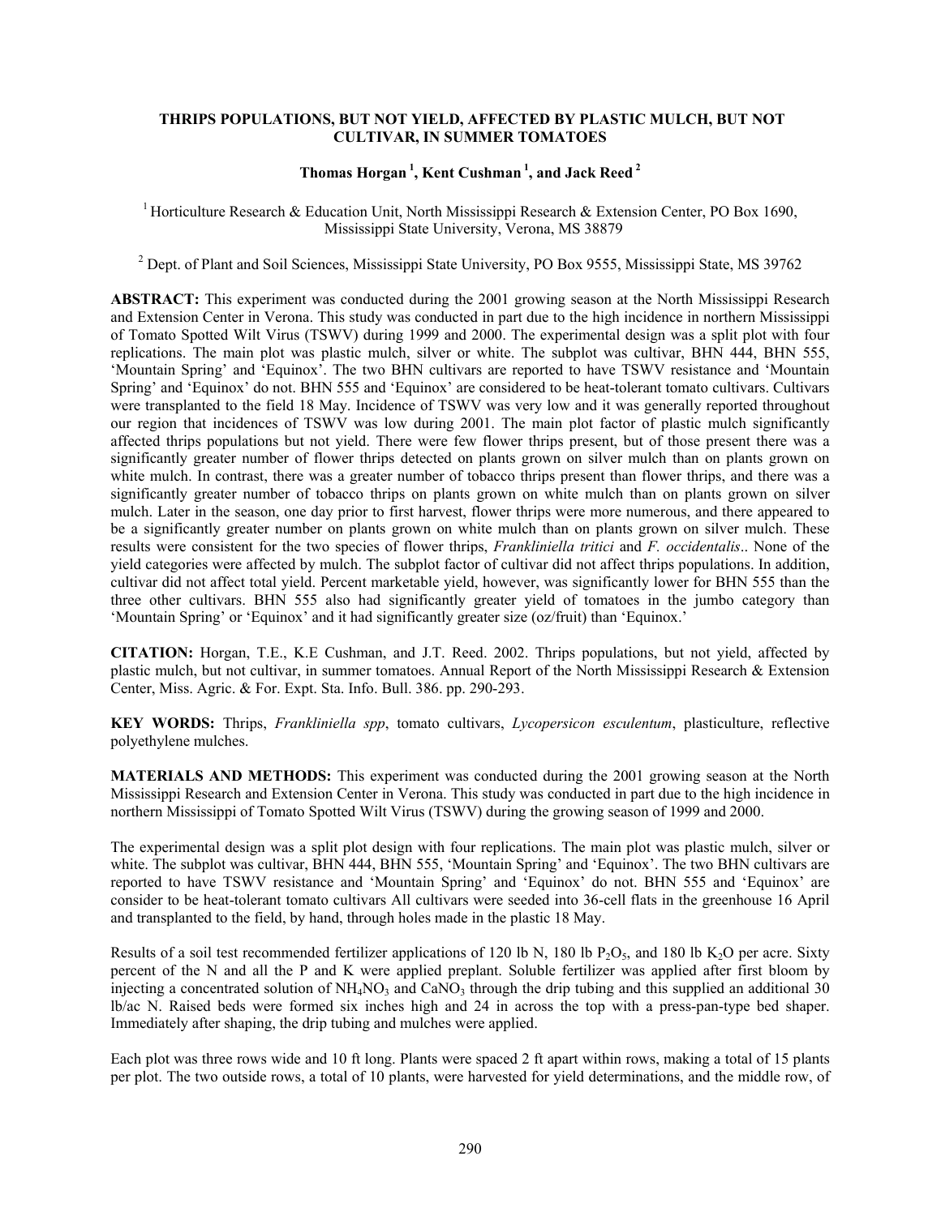# THRIPS POPULATIONS, BUT NOT YIELD, AFFECTED BY PLASTIC MULCH, BUT NOT CULTIVAR, IN SUMMER TOMATOES

**Thomas Horgan [1], Kent Cushman [1], and Jack Reed [2]**

[1] Horticulture Research & Education Unit, North Mississippi Research & Extension Center, PO Box 1690, Mississippi State University, Verona, MS 38879

[2] Dept. of Plant and Soil Sciences, Mississippi State University, PO Box 9555, Mississippi State, MS 39762

**ABSTRACT:** This experiment was conducted during the 2001 growing season at the North Mississippi Research and Extension Center in Verona. This study was conducted in part due to the high incidence in northern Mississippi of Tomato Spotted Wilt Virus (TSWV) during 1999 and 2000. The experimental design was a split plot with four replications. The main plot was plastic mulch, silver or white. The subplot was cultivar, BHN 444, BHN 555, 'Mountain Spring' and 'Equinox'. The two BHN cultivars are reported to have TSWV resistance and 'Mountain Spring' and 'Equinox' do not. BHN 555 and 'Equinox' are considered to be heat-tolerant tomato cultivars. Cultivars were transplanted to the field 18 May. Incidence of TSWV was very low and it was generally reported throughout our region that incidences of TSWV was low during 2001. The main plot factor of plastic mulch significantly affected thrips populations but not yield. There were few flower thrips present, but of those present there was a significantly greater number of flower thrips detected on plants grown on silver mulch than on plants grown on white mulch. In contrast, there was a greater number of tobacco thrips present than flower thrips, and there was a significantly greater number of tobacco thrips on plants grown on white mulch than on plants grown on silver mulch. Later in the season, one day prior to first harvest, flower thrips were more numerous, and there appeared to be a significantly greater number on plants grown on white mulch than on plants grown on silver mulch. These results were consistent for the two species of flower thrips, *Frankliniella tritici* and *F. occidentalis*.. None of the yield categories were affected by mulch. The subplot factor of cultivar did not affect thrips populations. In addition, cultivar did not affect total yield. Percent marketable yield, however, was significantly lower for BHN 555 than the three other cultivars. BHN 555 also had significantly greater yield of tomatoes in the jumbo category than 'Mountain Spring' or 'Equinox' and it had significantly greater size (oz/fruit) than 'Equinox.'

**CITATION:** Horgan, T.E., K.E Cushman, and J.T. Reed. 2002. Thrips populations, but not yield, affected by plastic mulch, but not cultivar, in summer tomatoes. Annual Report of the North Mississippi Research & Extension Center, Miss. Agric. & For. Expt. Sta. Info. Bull. 386. pp. 290-293.

**KEY WORDS:** Thrips, *Frankliniella spp*, tomato cultivars, *Lycopersicon esculentum*, plasticulture, reflective polyethylene mulches.

**MATERIALS AND METHODS:** This experiment was conducted during the 2001 growing season at the North Mississippi Research and Extension Center in Verona. This study was conducted in part due to the high incidence in northern Mississippi of Tomato Spotted Wilt Virus (TSWV) during the growing season of 1999 and 2000.

The experimental design was a split plot design with four replications. The main plot was plastic mulch, silver or white. The subplot was cultivar, BHN 444, BHN 555, 'Mountain Spring' and 'Equinox'. The two BHN cultivars are reported to have TSWV resistance and 'Mountain Spring' and 'Equinox' do not. BHN 555 and 'Equinox' are consider to be heat-tolerant tomato cultivars All cultivars were seeded into 36-cell flats in the greenhouse 16 April and transplanted to the field, by hand, through holes made in the plastic 18 May.

Results of a soil test recommended fertilizer applications of 120 lb N, 180 lb $P_2O_5$, and 180 lb $K_2O$ per acre. Sixty percent of the N and all the P and K were applied preplant. Soluble fertilizer was applied after first bloom by injecting a concentrated solution of $NH_4NO_3$ and $CaNO_3$ through the drip tubing and this supplied an additional 30 lb/ac N. Raised beds were formed six inches high and 24 in across the top with a press-pan-type bed shaper. Immediately after shaping, the drip tubing and mulches were applied.

Each plot was three rows wide and 10 ft long. Plants were spaced 2 ft apart within rows, making a total of 15 plants per plot. The two outside rows, a total of 10 plants, were harvested for yield determinations, and the middle row, of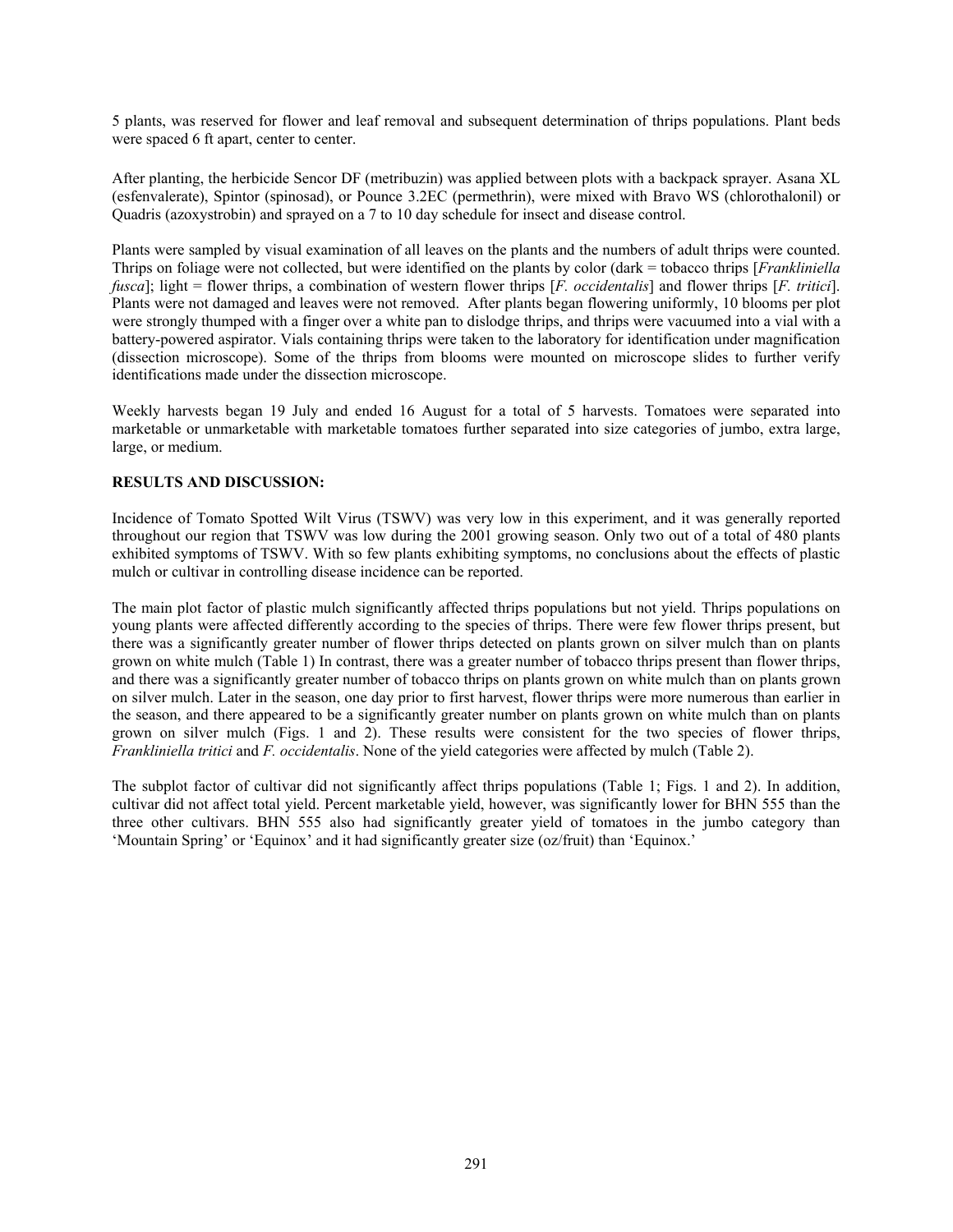5 plants, was reserved for flower and leaf removal and subsequent determination of thrips populations. Plant beds were spaced 6 ft apart, center to center.

After planting, the herbicide Sencor DF (metribuzin) was applied between plots with a backpack sprayer. Asana XL (esfenvalerate), Spintor (spinosad), or Pounce 3.2EC (permethrin), were mixed with Bravo WS (chlorothalonil) or Quadris (azoxystrobin) and sprayed on a 7 to 10 day schedule for insect and disease control.

Plants were sampled by visual examination of all leaves on the plants and the numbers of adult thrips were counted. Thrips on foliage were not collected, but were identified on the plants by color (dark = tobacco thrips [*Frankliniella fusca*]; light = flower thrips, a combination of western flower thrips [*F. occidentalis*] and flower thrips [*F. tritici*]. Plants were not damaged and leaves were not removed. After plants began flowering uniformly, 10 blooms per plot were strongly thumped with a finger over a white pan to dislodge thrips, and thrips were vacuumed into a vial with a battery-powered aspirator. Vials containing thrips were taken to the laboratory for identification under magnification (dissection microscope). Some of the thrips from blooms were mounted on microscope slides to further verify identifications made under the dissection microscope.

Weekly harvests began 19 July and ended 16 August for a total of 5 harvests. Tomatoes were separated into marketable or unmarketable with marketable tomatoes further separated into size categories of jumbo, extra large, large, or medium.

**RESULTS AND DISCUSSION:**

Incidence of Tomato Spotted Wilt Virus (TSWV) was very low in this experiment, and it was generally reported throughout our region that TSWV was low during the 2001 growing season. Only two out of a total of 480 plants exhibited symptoms of TSWV. With so few plants exhibiting symptoms, no conclusions about the effects of plastic mulch or cultivar in controlling disease incidence can be reported.

The main plot factor of plastic mulch significantly affected thrips populations but not yield. Thrips populations on young plants were affected differently according to the species of thrips. There were few flower thrips present, but there was a significantly greater number of flower thrips detected on plants grown on silver mulch than on plants grown on white mulch (Table 1) In contrast, there was a greater number of tobacco thrips present than flower thrips, and there was a significantly greater number of tobacco thrips on plants grown on white mulch than on plants grown on silver mulch. Later in the season, one day prior to first harvest, flower thrips were more numerous than earlier in the season, and there appeared to be a significantly greater number on plants grown on white mulch than on plants grown on silver mulch (Figs. 1 and 2). These results were consistent for the two species of flower thrips, *Frankliniella tritici* and *F. occidentalis*. None of the yield categories were affected by mulch (Table 2).

The subplot factor of cultivar did not significantly affect thrips populations (Table 1; Figs. 1 and 2). In addition, cultivar did not affect total yield. Percent marketable yield, however, was significantly lower for BHN 555 than the three other cultivars. BHN 555 also had significantly greater yield of tomatoes in the jumbo category than 'Mountain Spring' or 'Equinox' and it had significantly greater size (oz/fruit) than 'Equinox.'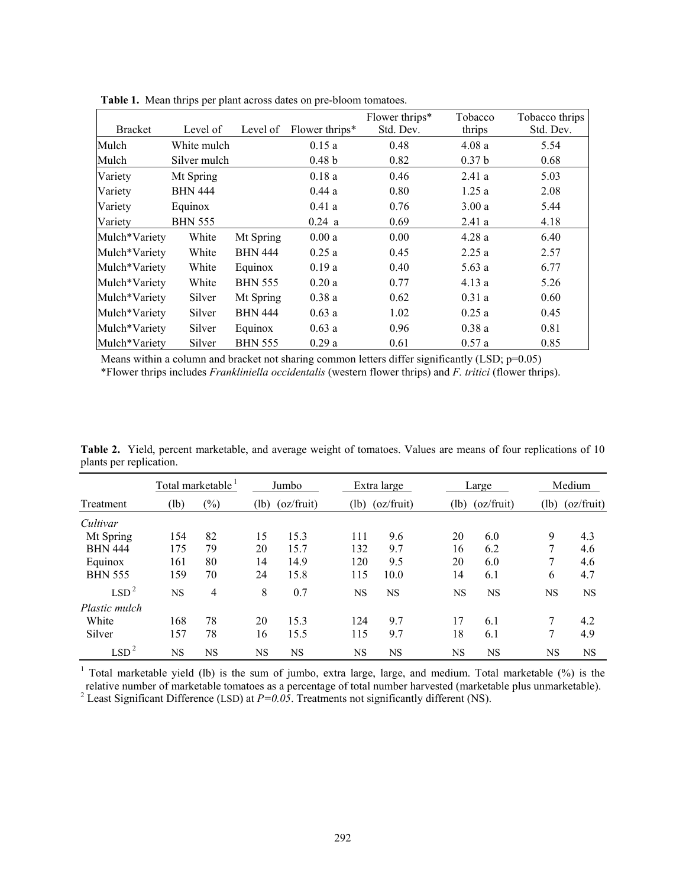**Table 1.** Mean thrips per plant across dates on pre-bloom tomatoes.

| Bracket | Level of | Level of | Flower thrips* | Flower thrips* Std. Dev. | Tobacco thrips | Tobacco thrips Std. Dev. |
|---|---|---|---|---|---|---|
| Mulch | White mulch | | 0.15 a | 0.48 | 4.08 a | 5.54 |
| Mulch | Silver mulch | | 0.48 b | 0.82 | 0.37 b | 0.68 |
| Variety | Mt Spring | | 0.18 a | 0.46 | 2.41 a | 5.03 |
| Variety | BHN 444 | | 0.44 a | 0.80 | 1.25 a | 2.08 |
| Variety | Equinox | | 0.41 a | 0.76 | 3.00 a | 5.44 |
| Variety | BHN 555 | | 0.24 a | 0.69 | 2.41 a | 4.18 |
| Mulch*Variety | White | Mt Spring | 0.00 a | 0.00 | 4.28 a | 6.40 |
| Mulch*Variety | White | BHN 444 | 0.25 a | 0.45 | 2.25 a | 2.57 |
| Mulch*Variety | White | Equinox | 0.19 a | 0.40 | 5.63 a | 6.77 |
| Mulch*Variety | White | BHN 555 | 0.20 a | 0.77 | 4.13 a | 5.26 |
| Mulch*Variety | Silver | Mt Spring | 0.38 a | 0.62 | 0.31 a | 0.60 |
| Mulch*Variety | Silver | BHN 444 | 0.63 a | 1.02 | 0.25 a | 0.45 |
| Mulch*Variety | Silver | Equinox | 0.63 a | 0.96 | 0.38 a | 0.81 |
| Mulch*Variety | Silver | BHN 555 | 0.29 a | 0.61 | 0.57 a | 0.85 |

Means within a column and bracket not sharing common letters differ significantly (LSD; p=0.05)

*Flower thrips includes *Frankliniella occidentalis* (western flower thrips) and *F. tritici* (flower thrips).

**Table 2.** Yield, percent marketable, and average weight of tomatoes. Values are means of four replications of 10 plants per replication.

| | Total marketable [1] | | Jumbo | | Extra large | | Large | | Medium | |
|---|---|---|---|---|---|---|---|---|---|---|
| Treatment | (lb) | (%) | (lb) | (oz/fruit) | (lb) | (oz/fruit) | (lb) | (oz/fruit) | (lb) | (oz/fruit) |
| *Cultivar* | | | | | | | | | | |
| Mt Spring | 154 | 82 | 15 | 15.3 | 111 | 9.6 | 20 | 6.0 | 9 | 4.3 |
| BHN 444 | 175 | 79 | 20 | 15.7 | 132 | 9.7 | 16 | 6.2 | 7 | 4.6 |
| Equinox | 161 | 80 | 14 | 14.9 | 120 | 9.5 | 20 | 6.0 | 7 | 4.6 |
| BHN 555 | 159 | 70 | 24 | 15.8 | 115 | 10.0 | 14 | 6.1 | 6 | 4.7 |
| LSD [2] | NS | 4 | 8 | 0.7 | NS | NS | NS | NS | NS | NS |
| *Plastic mulch* | | | | | | | | | | |
| White | 168 | 78 | 20 | 15.3 | 124 | 9.7 | 17 | 6.1 | 7 | 4.2 |
| Silver | 157 | 78 | 16 | 15.5 | 115 | 9.7 | 18 | 6.1 | 7 | 4.9 |
| LSD [2] | NS | NS | NS | NS | NS | NS | NS | NS | NS | NS |

[1] Total marketable yield (lb) is the sum of jumbo, extra large, large, and medium. Total marketable (%) is the relative number of marketable tomatoes as a percentage of total number harvested (marketable plus unmarketable).

[2] Least Significant Difference (LSD) at $P=0.05$. Treatments not significantly different (NS).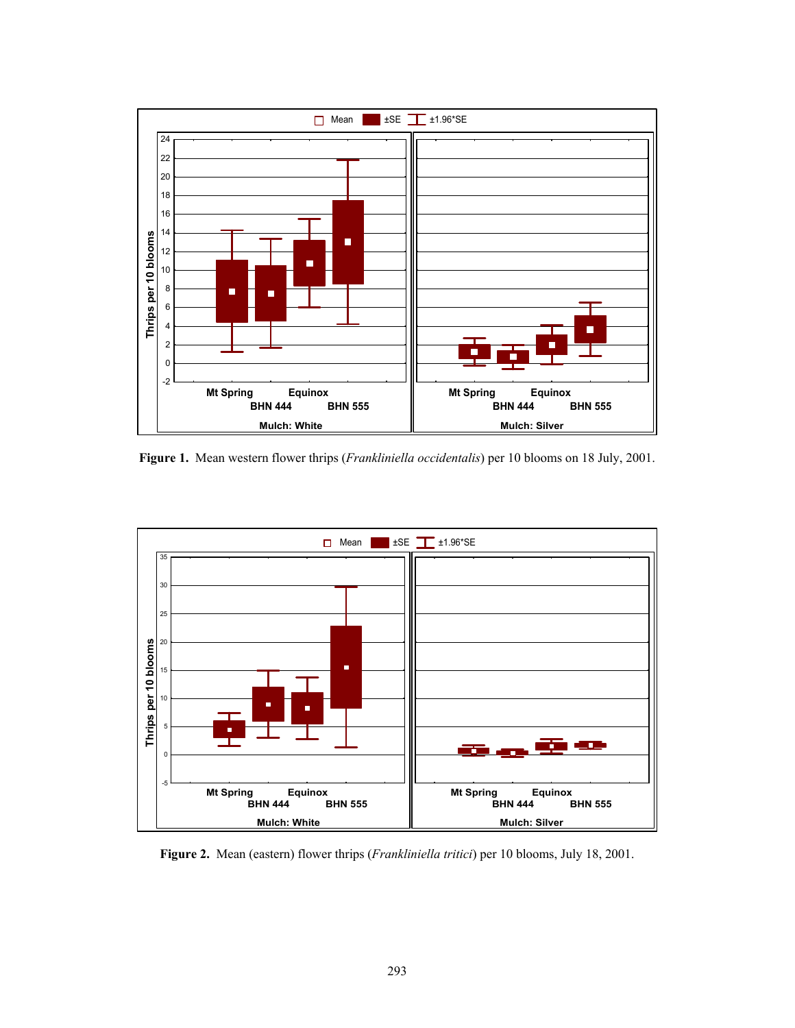Mean ±SE ±1.96*SE

Thrips per 10 blooms

24
22
20
18
16
14
12
10
8
6
4
2
0
-2

Mt Spring
BHN 444
Equinox
BHN 555
Mulch: White

Mt Spring
BHN 444
Equinox
BHN 555
Mulch: Silver

**Figure 1.** Mean western flower thrips (*Frankliniella occidentalis*) per 10 blooms on 18 July, 2001.

Mean ±SE ±1.96*SE

Thrips per 10 blooms

35
30
25
20
15
10
5
0
-5

Mt Spring
BHN 444
Equinox
BHN 555
Mulch: White

Mt Spring
BHN 444
Equinox
BHN 555
Mulch: Silver

**Figure 2.** Mean (eastern) flower thrips (*Frankliniella tritici*) per 10 blooms, July 18, 2001.